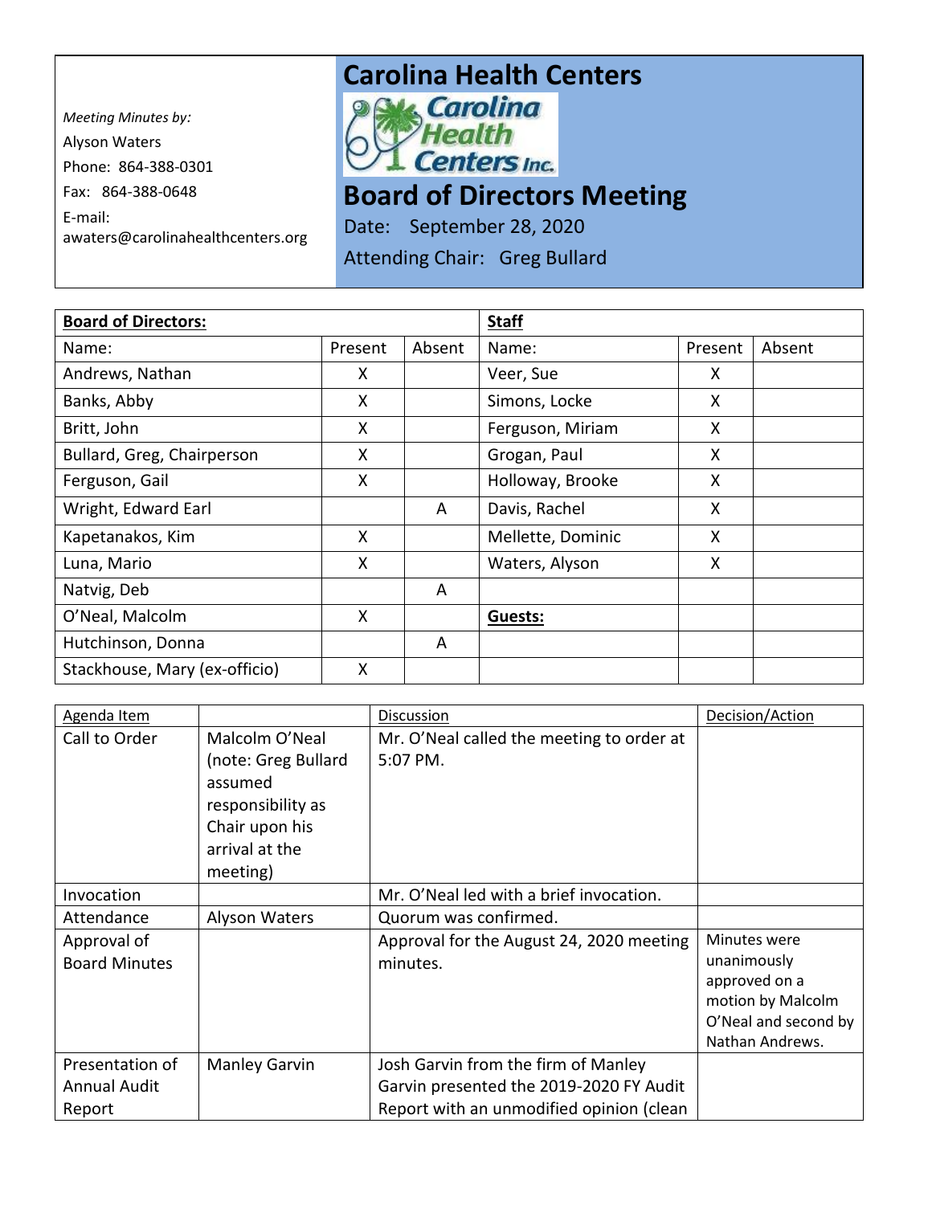*Meeting Minutes by:*

Alyson Waters

Phone: 864-388-0301

Fax: 864-388-0648

E-mail: awaters@carolinahealthcenters.org

# Carolina Health Centers

Carolina Health Centers Inc.

# Board of Directors Meeting

Date: September 28, 2020

Attending Chair: Greg Bullard

| **Board of Directors:** | | | **Staff** | | |
|---|---|---|---|---|---|
| Name: | Present | Absent | Name: | Present | Absent |
| Andrews, Nathan | X | | Veer, Sue | X | |
| Banks, Abby | X | | Simons, Locke | X | |
| Britt, John | X | | Ferguson, Miriam | X | |
| Bullard, Greg, Chairperson | X | | Grogan, Paul | X | |
| Ferguson, Gail | X | | Holloway, Brooke | X | |
| Wright, Edward Earl | | A | Davis, Rachel | X | |
| Kapetanakos, Kim | X | | Mellette, Dominic | X | |
| Luna, Mario | X | | Waters, Alyson | X | |
| Natvig, Deb | | A | | | |
| O'Neal, Malcolm | X | | **Guests:** | | |
| Hutchinson, Donna | | A | | | |
| Stackhouse, Mary (ex-officio) | X | | | | |

| Agenda Item | | Discussion | Decision/Action |
|---|---|---|---|
| Call to Order | Malcolm O'Neal (note: Greg Bullard assumed responsibility as Chair upon his arrival at the meeting) | Mr. O'Neal called the meeting to order at 5:07 PM. | |
| Invocation | | Mr. O'Neal led with a brief invocation. | |
| Attendance | Alyson Waters | Quorum was confirmed. | |
| Approval of Board Minutes | | Approval for the August 24, 2020 meeting minutes. | Minutes were unanimously approved on a motion by Malcolm O'Neal and second by Nathan Andrews. |
| Presentation of Annual Audit Report | Manley Garvin | Josh Garvin from the firm of Manley Garvin presented the 2019-2020 FY Audit Report with an unmodified opinion (clean | |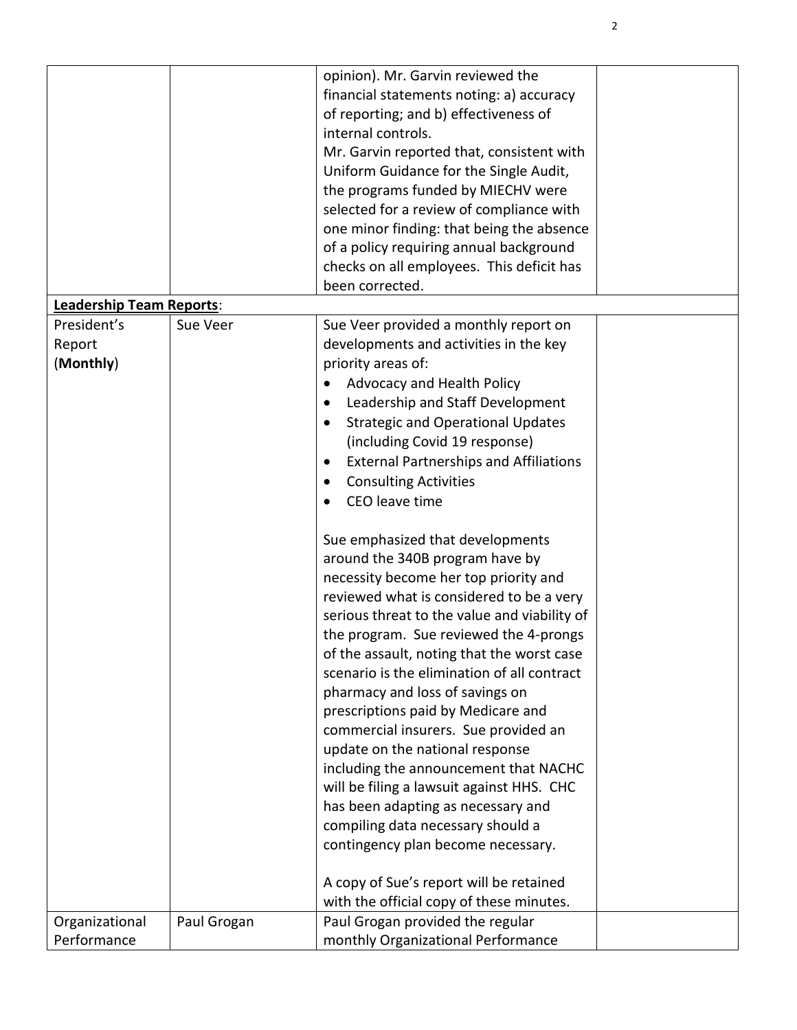| | | | |
|---|---|---|---|
| | | opinion). Mr. Garvin reviewed the financial statements noting: a) accuracy of reporting; and b) effectiveness of internal controls.<br>Mr. Garvin reported that, consistent with Uniform Guidance for the Single Audit, the programs funded by MIECHV were selected for a review of compliance with one minor finding: that being the absence of a policy requiring annual background checks on all employees. This deficit has been corrected. | |
| **Leadership Team Reports**: | | | |
| President's Report (**Monthly**) | Sue Veer | Sue Veer provided a monthly report on developments and activities in the key priority areas of:<br>• Advocacy and Health Policy<br>• Leadership and Staff Development<br>• Strategic and Operational Updates (including Covid 19 response)<br>• External Partnerships and Affiliations<br>• Consulting Activities<br>• CEO leave time<br><br>Sue emphasized that developments around the 340B program have by necessity become her top priority and reviewed what is considered to be a very serious threat to the value and viability of the program. Sue reviewed the 4-prongs of the assault, noting that the worst case scenario is the elimination of all contract pharmacy and loss of savings on prescriptions paid by Medicare and commercial insurers. Sue provided an update on the national response including the announcement that NACHC will be filing a lawsuit against HHS. CHC has been adapting as necessary and compiling data necessary should a contingency plan become necessary.<br><br>A copy of Sue's report will be retained with the official copy of these minutes. | |
| Organizational Performance | Paul Grogan | Paul Grogan provided the regular monthly Organizational Performance | |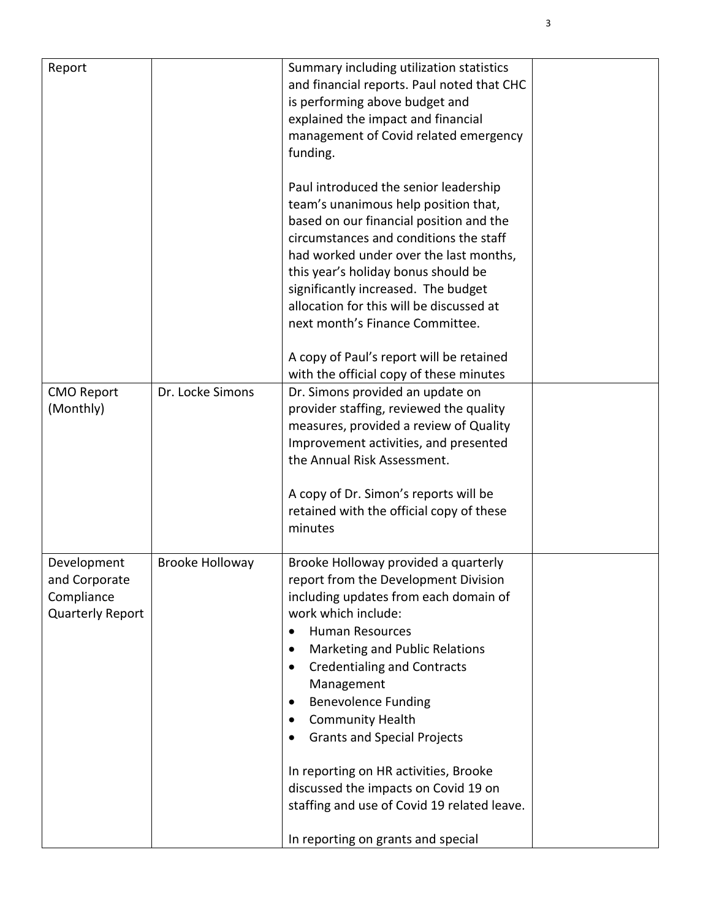| Report | | Summary including utilization statistics and financial reports. Paul noted that CHC is performing above budget and explained the impact and financial management of Covid related emergency funding.<br><br>Paul introduced the senior leadership team's unanimous help position that, based on our financial position and the circumstances and conditions the staff had worked under over the last months, this year's holiday bonus should be significantly increased. The budget allocation for this will be discussed at next month's Finance Committee.<br><br>A copy of Paul's report will be retained with the official copy of these minutes | |
|---|---|---|---|
| CMO Report (Monthly) | Dr. Locke Simons | Dr. Simons provided an update on provider staffing, reviewed the quality measures, provided a review of Quality Improvement activities, and presented the Annual Risk Assessment.<br><br>A copy of Dr. Simon's reports will be retained with the official copy of these minutes | |
| Development and Corporate Compliance Quarterly Report | Brooke Holloway | Brooke Holloway provided a quarterly report from the Development Division including updates from each domain of work which include:<br>• Human Resources<br>• Marketing and Public Relations<br>• Credentialing and Contracts Management<br>• Benevolence Funding<br>• Community Health<br>• Grants and Special Projects<br><br>In reporting on HR activities, Brooke discussed the impacts on Covid 19 on staffing and use of Covid 19 related leave.<br><br>In reporting on grants and special | |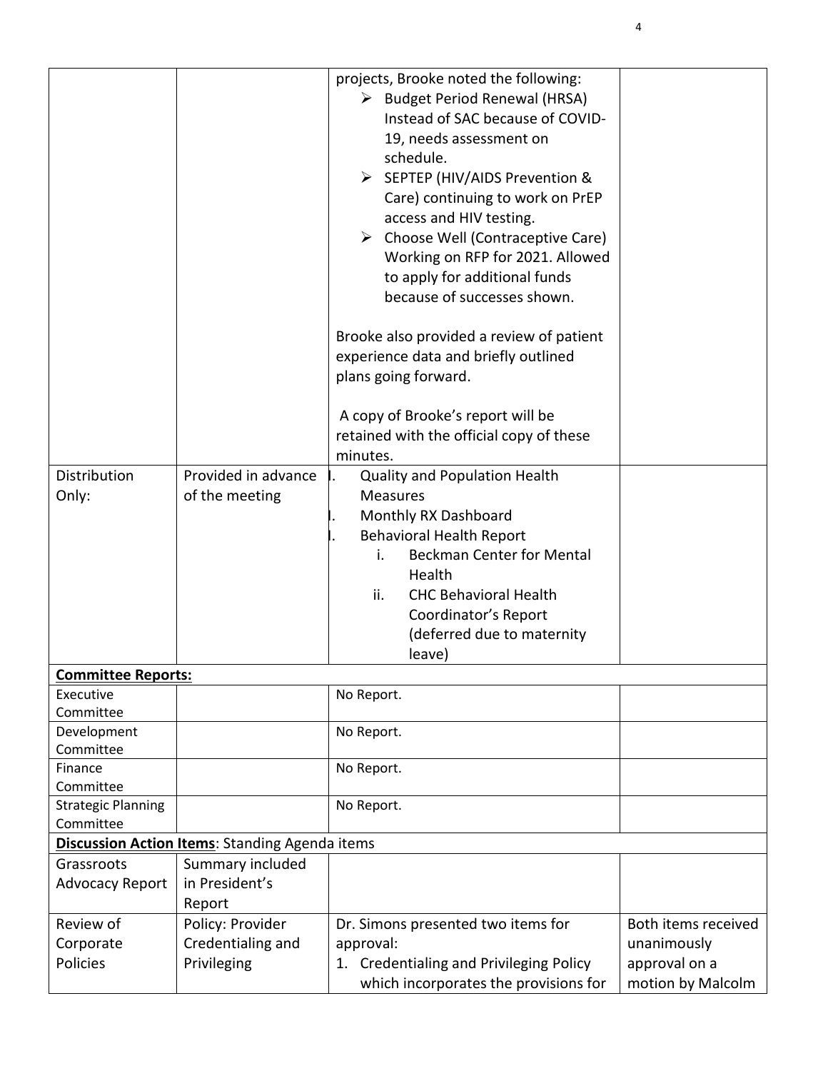| | | | |
|---|---|---|---|
| | | projects, Brooke noted the following:<br>➢ Budget Period Renewal (HRSA) Instead of SAC because of COVID-19, needs assessment on schedule.<br>➢ SEPTEP (HIV/AIDS Prevention & Care) continuing to work on PrEP access and HIV testing.<br>➢ Choose Well (Contraceptive Care) Working on RFP for 2021. Allowed to apply for additional funds because of successes shown.<br><br>Brooke also provided a review of patient experience data and briefly outlined plans going forward.<br><br>A copy of Brooke's report will be retained with the official copy of these minutes. | |
| Distribution Only: | Provided in advance of the meeting | I. Quality and Population Health Measures<br>I. Monthly RX Dashboard<br>I. Behavioral Health Report<br>i. Beckman Center for Mental Health<br>ii. CHC Behavioral Health Coordinator's Report (deferred due to maternity leave) | |
| **Committee Reports:** | | | |
| Executive Committee | | No Report. | |
| Development Committee | | No Report. | |
| Finance Committee | | No Report. | |
| Strategic Planning Committee | | No Report. | |
| **Discussion Action Items**: Standing Agenda items | | | |
| Grassroots Advocacy Report | Summary included in President's Report | | |
| Review of Corporate Policies | Policy: Provider Credentialing and Privileging | Dr. Simons presented two items for approval:<br>1. Credentialing and Privileging Policy which incorporates the provisions for | Both items received unanimously approval on a motion by Malcolm |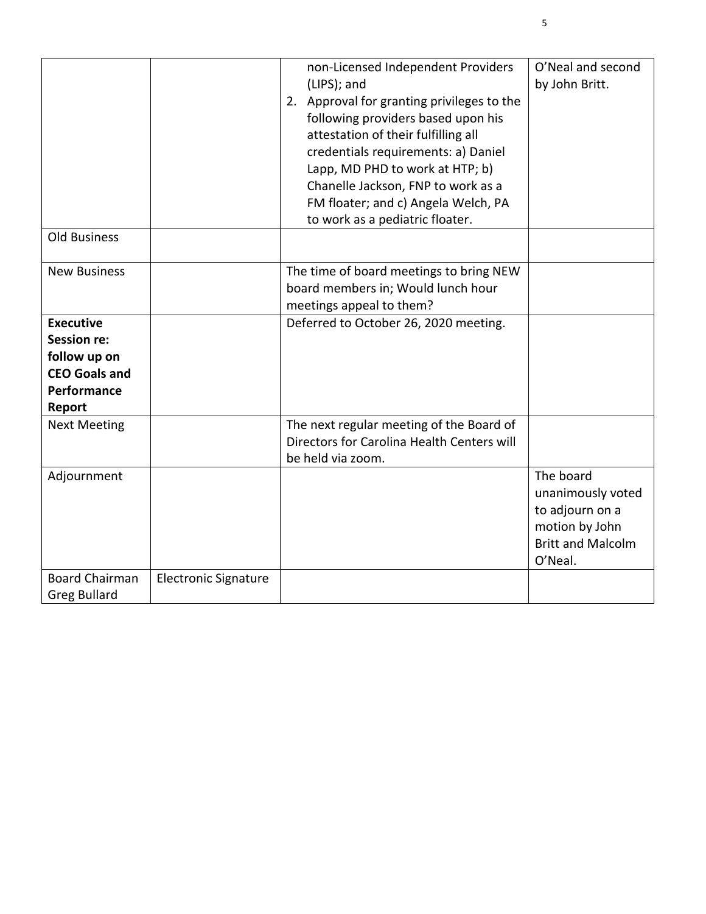| | | | |
|---|---|---|---|
| | | non-Licensed Independent Providers (LIPS); and<br>2. Approval for granting privileges to the following providers based upon his attestation of their fulfilling all credentials requirements: a) Daniel Lapp, MD PHD to work at HTP; b) Chanelle Jackson, FNP to work as a FM floater; and c) Angela Welch, PA to work as a pediatric floater. | O'Neal and second by John Britt. |
| Old Business | | | |
| New Business | | The time of board meetings to bring NEW board members in; Would lunch hour meetings appeal to them? | |
| **Executive Session re: follow up on CEO Goals and Performance Report** | | Deferred to October 26, 2020 meeting. | |
| Next Meeting | | The next regular meeting of the Board of Directors for Carolina Health Centers will be held via zoom. | |
| Adjournment | | | The board unanimously voted to adjourn on a motion by John Britt and Malcolm O'Neal. |
| Board Chairman Greg Bullard | Electronic Signature | | |